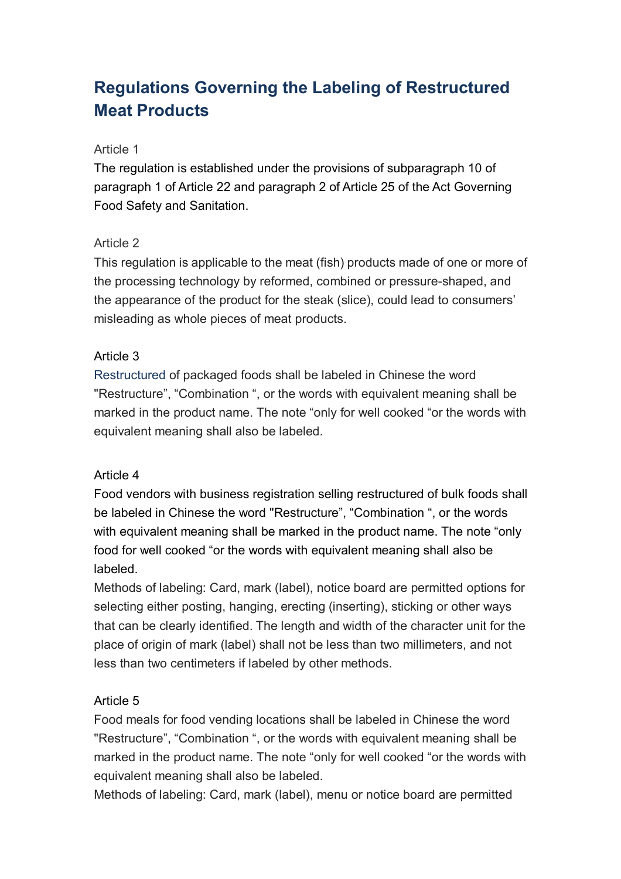# Regulations Governing the Labeling of Restructured Meat Products

Article 1

The regulation is established under the provisions of subparagraph 10 of paragraph 1 of Article 22 and paragraph 2 of Article 25 of the Act Governing Food Safety and Sanitation.

Article 2

This regulation is applicable to the meat (fish) products made of one or more of the processing technology by reformed, combined or pressure-shaped, and the appearance of the product for the steak (slice), could lead to consumers' misleading as whole pieces of meat products.

Article 3

Restructured of packaged foods shall be labeled in Chinese the word "Restructure", "Combination ", or the words with equivalent meaning shall be marked in the product name. The note "only for well cooked "or the words with equivalent meaning shall also be labeled.

Article 4

Food vendors with business registration selling restructured of bulk foods shall be labeled in Chinese the word "Restructure", "Combination ", or the words with equivalent meaning shall be marked in the product name. The note "only food for well cooked "or the words with equivalent meaning shall also be labeled.

Methods of labeling: Card, mark (label), notice board are permitted options for selecting either posting, hanging, erecting (inserting), sticking or other ways that can be clearly identified. The length and width of the character unit for the place of origin of mark (label) shall not be less than two millimeters, and not less than two centimeters if labeled by other methods.

Article 5

Food meals for food vending locations shall be labeled in Chinese the word "Restructure", "Combination ", or the words with equivalent meaning shall be marked in the product name. The note "only for well cooked "or the words with equivalent meaning shall also be labeled.

Methods of labeling: Card, mark (label), menu or notice board are permitted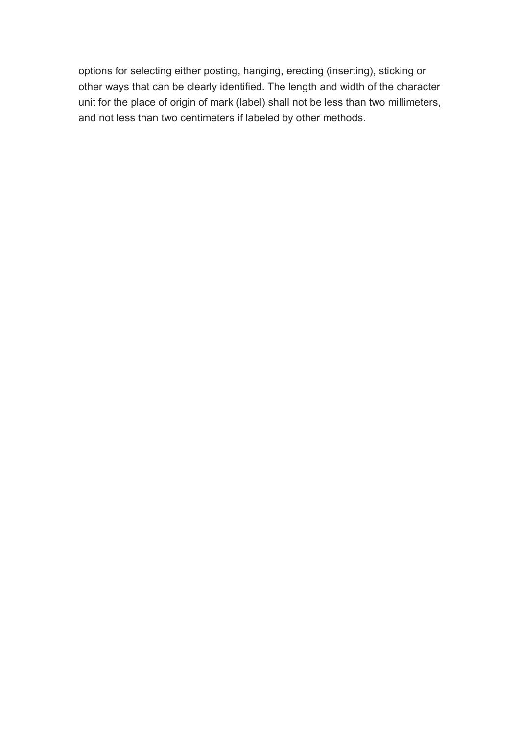options for selecting either posting, hanging, erecting (inserting), sticking or other ways that can be clearly identified. The length and width of the character unit for the place of origin of mark (label) shall not be less than two millimeters, and not less than two centimeters if labeled by other methods.